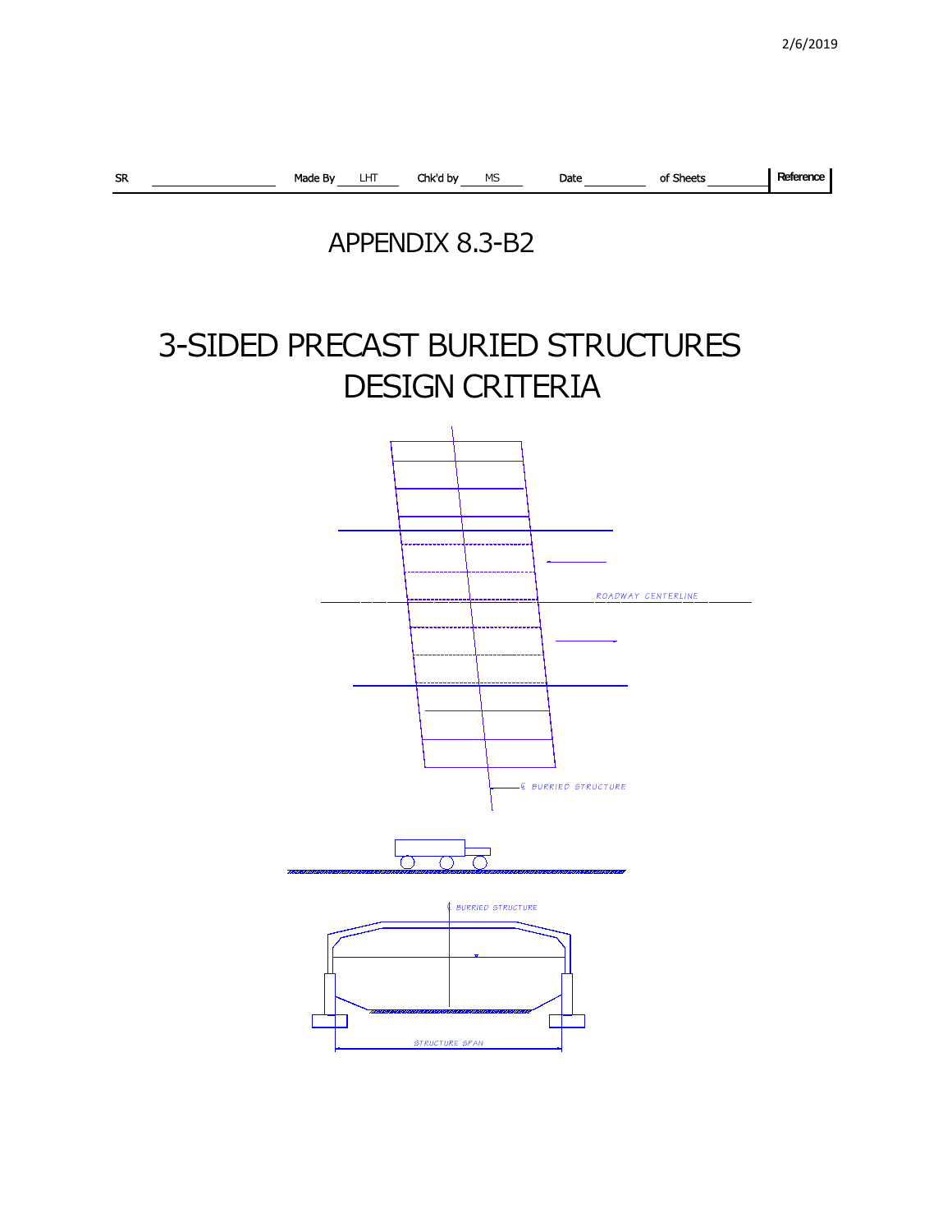| SR | | Made By | LHT | Chk'd by | MS | Date | | of Sheets | | Reference |
|---|---|---|---|---|---|---|---|---|---|---|

# APPENDIX 8.3-B2

# 3-SIDED PRECAST BURIED STRUCTURES DESIGN CRITERIA

ROADWAY CENTERLINE

℄ BURRIED STRUCTURE

℄ BURRIED STRUCTURE

STRUCTURE SPAN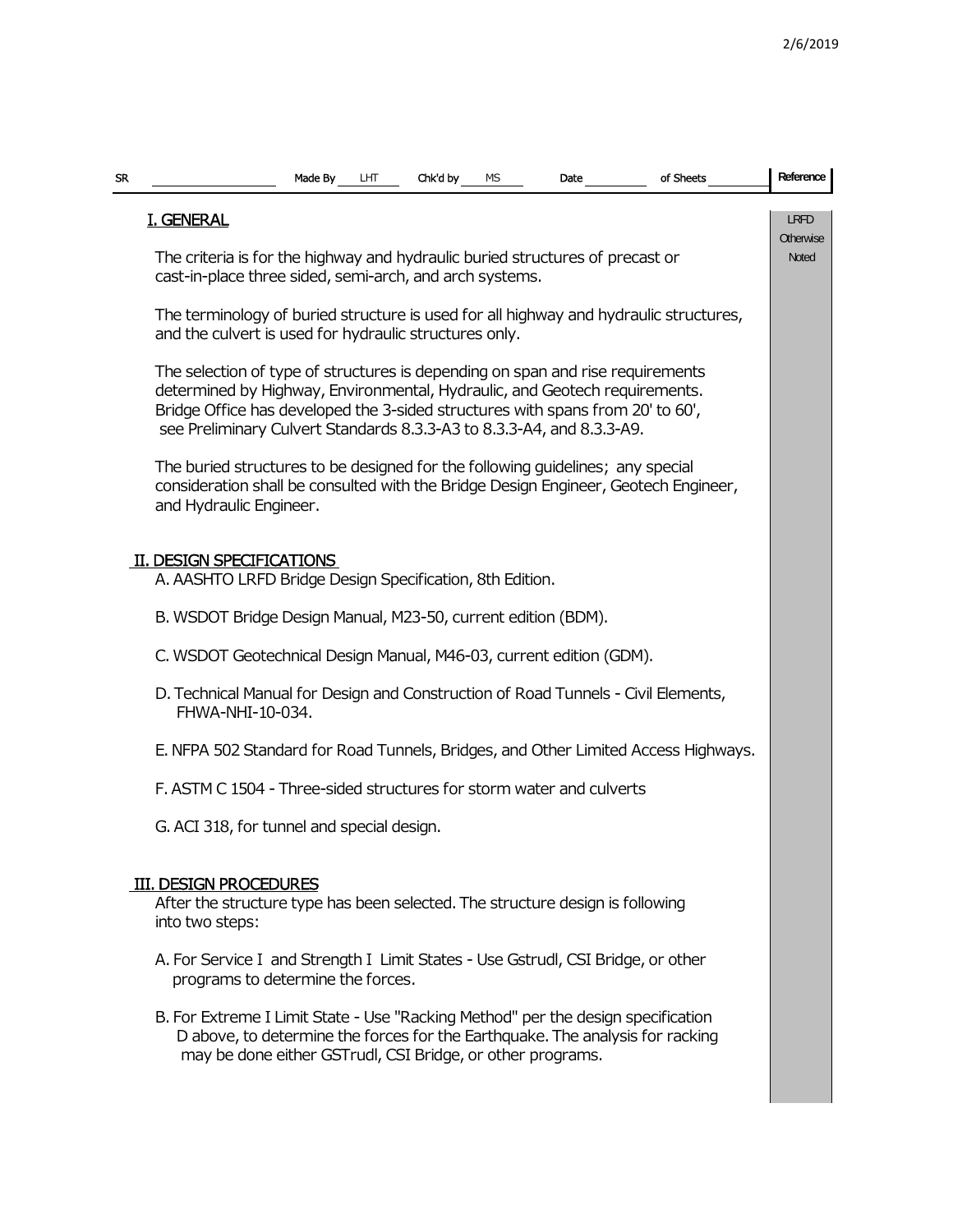## I. GENERAL

LRFD Otherwise Noted

The criteria is for the highway and hydraulic buried structures of precast or cast-in-place three sided, semi-arch, and arch systems.

The terminology of buried structure is used for all highway and hydraulic structures, and the culvert is used for hydraulic structures only.

The selection of type of structures is depending on span and rise requirements determined by Highway, Environmental, Hydraulic, and Geotech requirements. Bridge Office has developed the 3-sided structures with spans from 20' to 60', see Preliminary Culvert Standards 8.3.3-A3 to 8.3.3-A4, and 8.3.3-A9.

The buried structures to be designed for the following guidelines; any special consideration shall be consulted with the Bridge Design Engineer, Geotech Engineer, and Hydraulic Engineer.

## II. DESIGN SPECIFICATIONS

A. AASHTO LRFD Bridge Design Specification, 8th Edition.

B. WSDOT Bridge Design Manual, M23-50, current edition (BDM).

C. WSDOT Geotechnical Design Manual, M46-03, current edition (GDM).

D. Technical Manual for Design and Construction of Road Tunnels - Civil Elements, FHWA-NHI-10-034.

E. NFPA 502 Standard for Road Tunnels, Bridges, and Other Limited Access Highways.

F. ASTM C 1504 - Three-sided structures for storm water and culverts

G. ACI 318, for tunnel and special design.

## III. DESIGN PROCEDURES

After the structure type has been selected. The structure design is following into two steps:

A. For Service I and Strength I Limit States - Use Gstrudl, CSI Bridge, or other programs to determine the forces.

B. For Extreme I Limit State - Use "Racking Method" per the design specification D above, to determine the forces for the Earthquake. The analysis for racking may be done either GSTrudl, CSI Bridge, or other programs.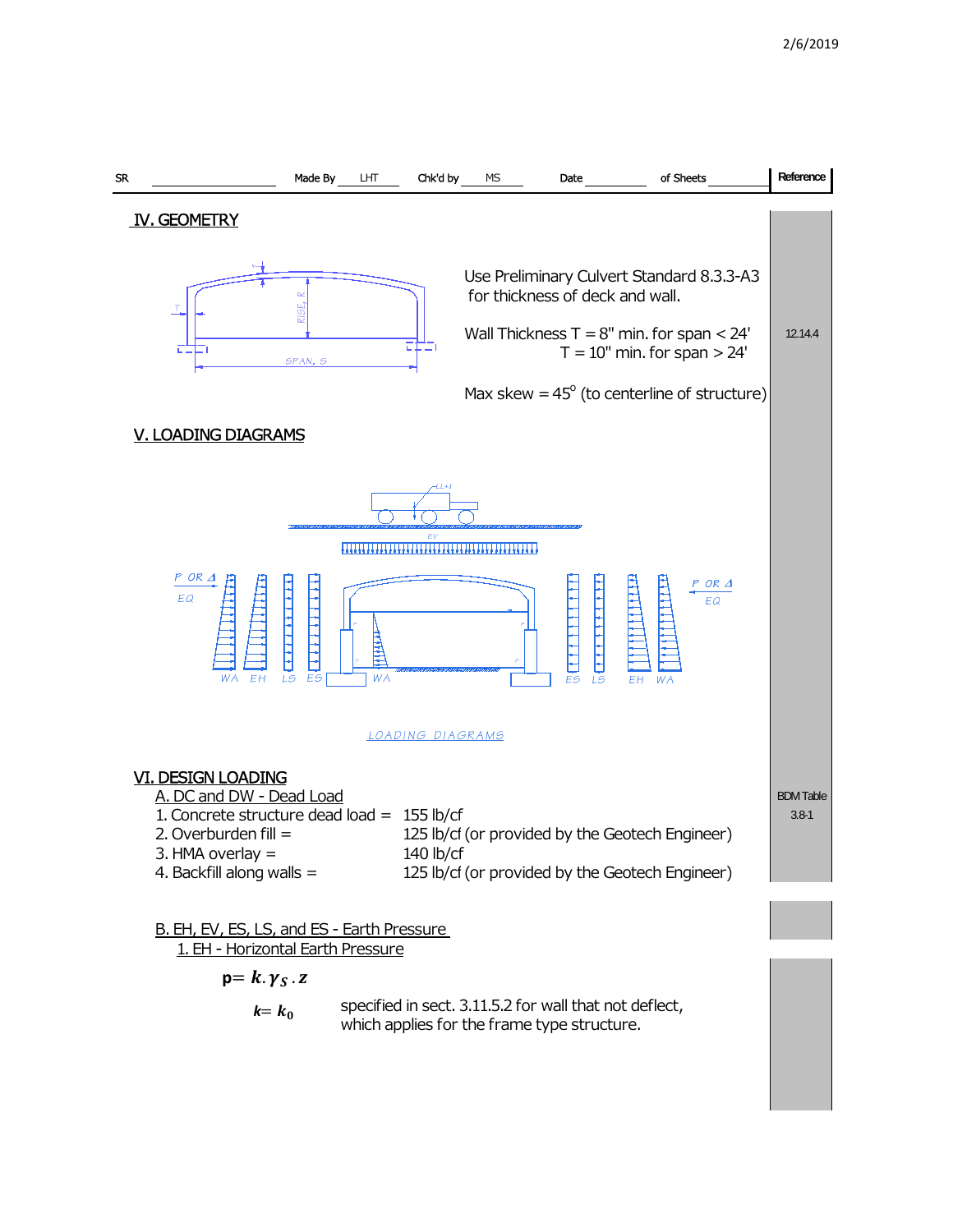| SR | Made By LHT | Chk'd by MS | Date | of Sheets | Reference |
|---|---|---|---|---|---|

## IV. GEOMETRY

Use Preliminary Culvert Standard 8.3.3-A3 for thickness of deck and wall.

Wall Thickness T = 8" min. for span < 24'  (12.14.4)
T = 10" min. for span > 24'

Max skew = $45^{o}$ (to centerline of structure)

## V. LOADING DIAGRAMS

LOADING DIAGRAMS

## VI. DESIGN LOADING

### A. DC and DW - Dead Load

(BDM Table 3.8-1)

1. Concrete structure dead load = 155 lb/cf
2. Overburden fill = 125 lb/cf (or provided by the Geotech Engineer)
3. HMA overlay = 140 lb/cf
4. Backfill along walls = 125 lb/cf (or provided by the Geotech Engineer)

### B. EH, EV, ES, LS, and ES - Earth Pressure

#### 1. EH - Horizontal Earth Pressure

$$p = k.\gamma_S.z$$

$k = k_0$ specified in sect. 3.11.5.2 for wall that not deflect, which applies for the frame type structure.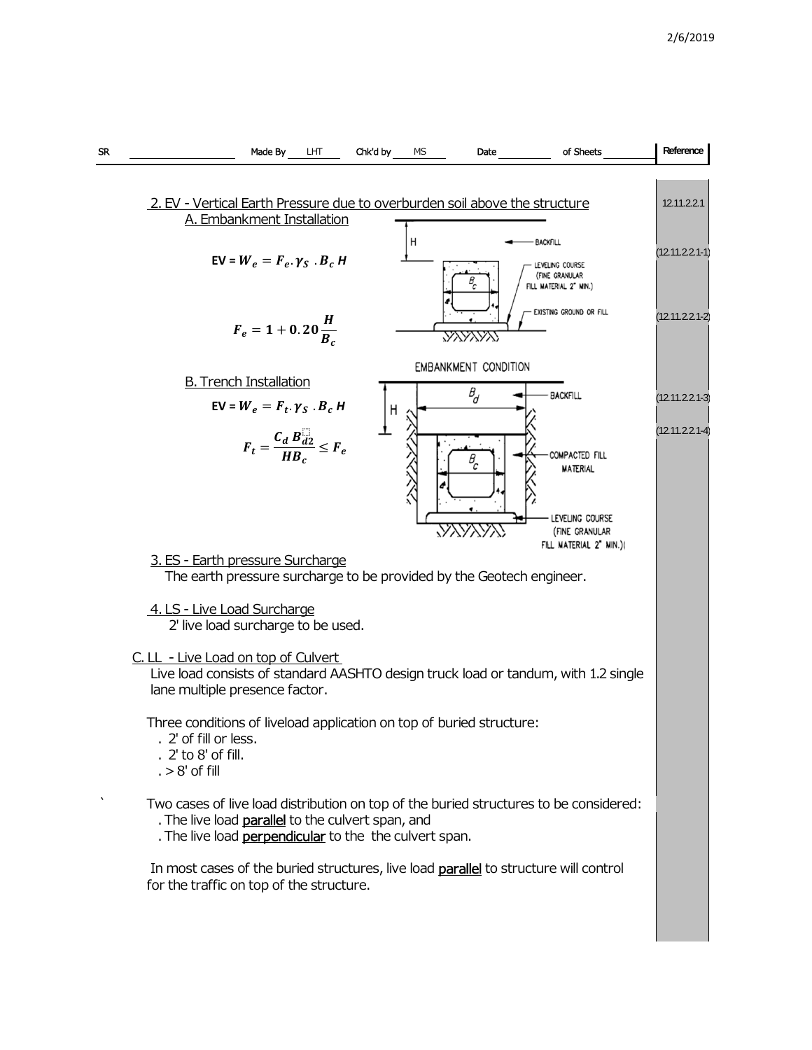## 2. EV - Vertical Earth Pressure due to overburden soil above the structure

12.11.2.2.1

### A. Embankment Installation

EV = $W_e = F_e \cdot \gamma_S \cdot B_c H$ (12.11.2.2.1-1)

$$F_e = 1 + 0.20\frac{H}{B_c}$$ (12.11.2.2.1-2)

EMBANKMENT CONDITION

H, BACKFILL, $B_c$, LEVELING COURSE (FINE GRANULAR FILL MATERIAL 2" MIN.), EXISTING GROUND OR FILL

### B. Trench Installation

EV = $W_e = F_t \cdot \gamma_S \cdot B_c H$ (12.11.2.2.1-3)

$$F_t = \frac{C_d B_{d2}}{HB_c} \leq F_e$$ (12.11.2.2.1-4)

H, $B_d$, BACKFILL, $B_c$, COMPACTED FILL MATERIAL, LEVELING COURSE (FINE GRANULAR FILL MATERIAL 2" MIN.)(

## 3. ES - Earth pressure Surcharge

The earth pressure surcharge to be provided by the Geotech engineer.

## 4. LS - Live Load Surcharge

2' live load surcharge to be used.

## C. LL - Live Load on top of Culvert

Live load consists of standard AASHTO design truck load or tandum, with 1.2 single lane multiple presence factor.

Three conditions of liveload application on top of buried structure:

- 2' of fill or less.
- 2' to 8' of fill.
- > 8' of fill

Two cases of live load distribution on top of the buried structures to be considered:

- The live load **parallel** to the culvert span, and
- The live load **perpendicular** to the the culvert span.

In most cases of the buried structures, live load **parallel** to structure will control for the traffic on top of the structure.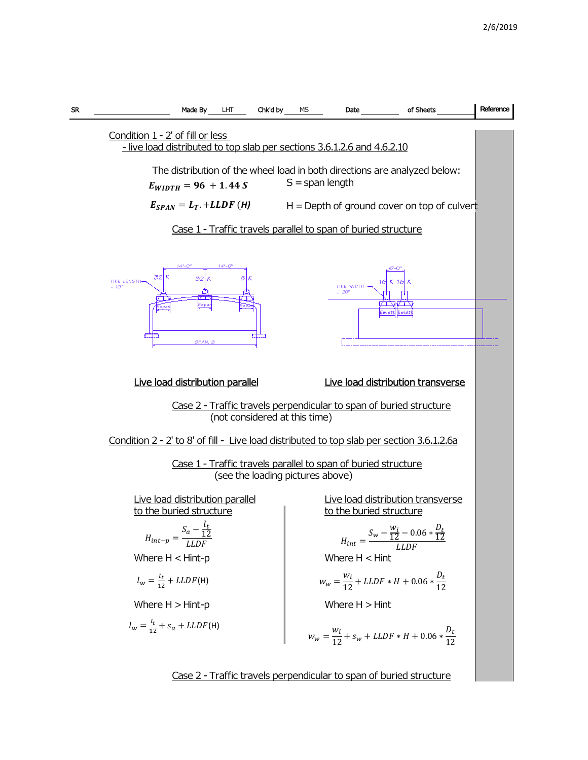Condition 1 - 2' of fill or less
- live load distributed to top slab per sections 3.6.1.2.6 and 4.6.2.10

The distribution of the wheel load in both directions are analyzed below:

$$E_{WIDTH} = 96 + 1.44\,S$$ S = span length

$$E_{SPAN} = L_T + LLDF\,(H)$$ H = Depth of ground cover on top of culvert

Case 1 - Traffic travels parallel to span of buried structure

Live load distribution parallel

Live load distribution transverse

Case 2 - Traffic travels perpendicular to span of buried structure
(not considered at this time)

Condition 2 - 2' to 8' of fill - Live load distributed to top slab per section 3.6.1.2.6a

Case 1 - Traffic travels parallel to span of buried structure
(see the loading pictures above)

Live load distribution parallel to the buried structure

$$H_{int-p} = \frac{S_a - \frac{l_t}{12}}{LLDF}$$

Where H < Hint-p

$$l_w = \frac{l_t}{12} + LLDF(H)$$

Where H > Hint-p

$$l_w = \frac{l_t}{12} + s_a + LLDF(H)$$

Live load distribution transverse to the buried structure

$$H_{int} = \frac{S_w - \frac{w_i}{12} - 0.06 * \frac{D_t}{12}}{LLDF}$$

Where H < Hint

$$w_w = \frac{w_i}{12} + LLDF * H + 0.06 * \frac{D_t}{12}$$

Where H > Hint

$$w_w = \frac{w_i}{12} + s_w + LLDF * H + 0.06 * \frac{D_t}{12}$$

Case 2 - Traffic travels perpendicular to span of buried structure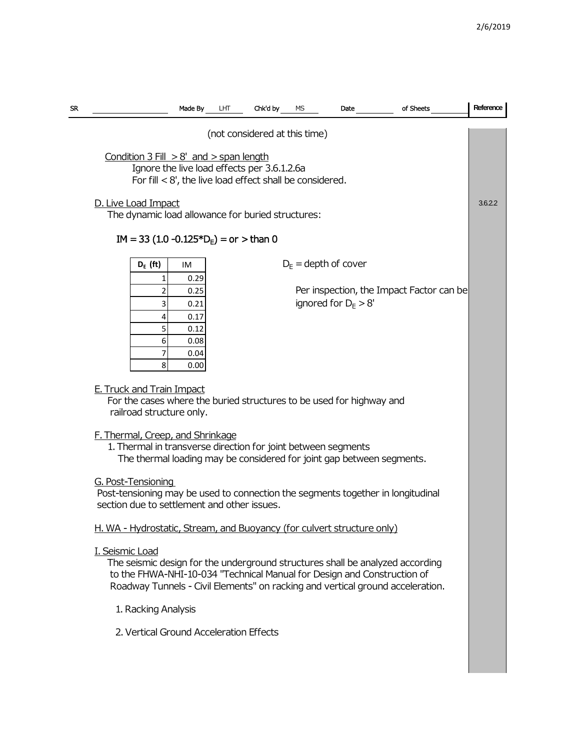(not considered at this time)

Condition 3 Fill > 8' and > span length
Ignore the live load effects per 3.6.1.2.6a
For fill < 8', the live load effect shall be considered.

D. Live Load Impact

3.6.2.2

The dynamic load allowance for buried structures:

$IM = 33\ (1.0 - 0.125*D_E)$ = or > than 0

| $D_E$ (ft) | IM |
|---|---|
| 1 | 0.29 |
| 2 | 0.25 |
| 3 | 0.21 |
| 4 | 0.17 |
| 5 | 0.12 |
| 6 | 0.08 |
| 7 | 0.04 |
| 8 | 0.00 |

$D_E$ = depth of cover

Per inspection, the Impact Factor can be ignored for $D_E > 8'$

E. Truck and Train Impact
For the cases where the buried structures to be used for highway and railroad structure only.

F. Thermal, Creep, and Shrinkage
1. Thermal in transverse direction for joint between segments
The thermal loading may be considered for joint gap between segments.

G. Post-Tensioning
Post-tensioning may be used to connection the segments together in longitudinal section due to settlement and other issues.

H. WA - Hydrostatic, Stream, and Buoyancy (for culvert structure only)

I. Seismic Load
The seismic design for the underground structures shall be analyzed according to the FHWA-NHI-10-034 "Technical Manual for Design and Construction of Roadway Tunnels - Civil Elements" on racking and vertical ground acceleration.

1. Racking Analysis

2. Vertical Ground Acceleration Effects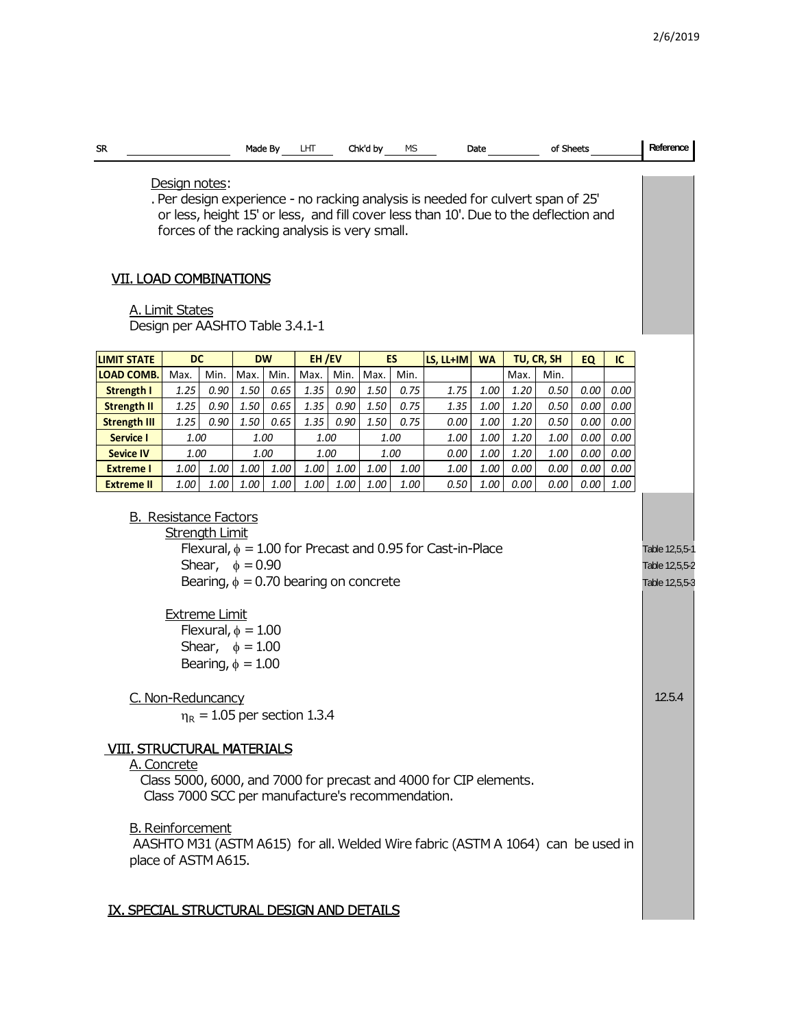Design notes:

. Per design experience - no racking analysis is needed for culvert span of 25' or less, height 15' or less, and fill cover less than 10'. Due to the deflection and forces of the racking analysis is very small.

## VII. LOAD COMBINATIONS

### A. Limit States

Design per AASHTO Table 3.4.1-1

| LIMIT STATE | DC | | DW | | EH /EV | | ES | | LS, LL+IM | WA | TU, CR, SH | | EQ | IC |
|---|---|---|---|---|---|---|---|---|---|---|---|---|---|---|
| LOAD COMB. | Max. | Min. | Max. | Min. | Max. | Min. | Max. | Min. | | | Max. | Min. | | |
| Strength I | 1.25 | 0.90 | 1.50 | 0.65 | 1.35 | 0.90 | 1.50 | 0.75 | 1.75 | 1.00 | 1.20 | 0.50 | 0.00 | 0.00 |
| Strength II | 1.25 | 0.90 | 1.50 | 0.65 | 1.35 | 0.90 | 1.50 | 0.75 | 1.35 | 1.00 | 1.20 | 0.50 | 0.00 | 0.00 |
| Strength III | 1.25 | 0.90 | 1.50 | 0.65 | 1.35 | 0.90 | 1.50 | 0.75 | 0.00 | 1.00 | 1.20 | 0.50 | 0.00 | 0.00 |
| Service I | 1.00 | | 1.00 | | 1.00 | | 1.00 | | 1.00 | 1.00 | 1.20 | 1.00 | 0.00 | 0.00 |
| Sevice IV | 1.00 | | 1.00 | | 1.00 | | 1.00 | | 0.00 | 1.00 | 1.20 | 1.00 | 0.00 | 0.00 |
| Extreme I | 1.00 | 1.00 | 1.00 | 1.00 | 1.00 | 1.00 | 1.00 | 1.00 | 1.00 | 1.00 | 0.00 | 0.00 | 0.00 | 0.00 |
| Extreme II | 1.00 | 1.00 | 1.00 | 1.00 | 1.00 | 1.00 | 1.00 | 1.00 | 0.50 | 1.00 | 0.00 | 0.00 | 0.00 | 1.00 |

### B. Resistance Factors

Strength Limit

Flexural, $\phi$ = 1.00 for Precast and 0.95 for Cast-in-Place — Table 12,5,5-1

Shear, $\phi$ = 0.90 — Table 12,5,5-2

Bearing, $\phi$ = 0.70 bearing on concrete — Table 12,5,5-3

Extreme Limit

Flexural, $\phi$ = 1.00

Shear, $\phi$ = 1.00

Bearing, $\phi$ = 1.00

### C. Non-Reduncancy

$\eta_R$ = 1.05 per section 1.3.4 — 12.5.4

## VIII. STRUCTURAL MATERIALS

### A. Concrete

Class 5000, 6000, and 7000 for precast and 4000 for CIP elements.
Class 7000 SCC per manufacture's recommendation.

### B. Reinforcement

AASHTO M31 (ASTM A615) for all. Welded Wire fabric (ASTM A 1064) can be used in place of ASTM A615.

## IX. SPECIAL STRUCTURAL DESIGN AND DETAILS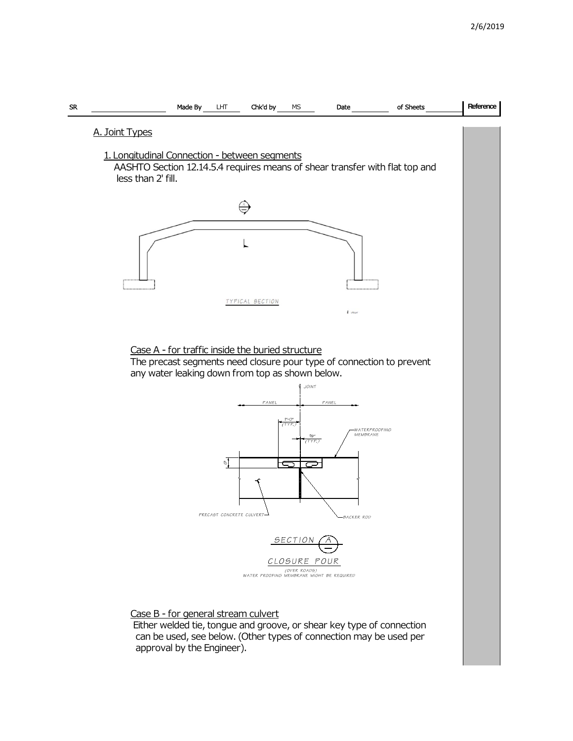## A. Joint Types

### 1. Longitudinal Connection - between segments

AASHTO Section 12.14.5.4 requires means of shear transfer with flat top and less than 2' fill.

TYPICAL SECTION

**Case A - for traffic inside the buried structure**

The precast segments need closure pour type of connection to prevent any water leaking down from top as shown below.

SECTION A

CLOSURE POUR

(OVER ROADS)
WATER PROOFING MEMBRANE MIGHT BE REQUIRED

**Case B - for general stream culvert**

Either welded tie, tongue and groove, or shear key type of connection can be used, see below. (Other types of connection may be used per approval by the Engineer).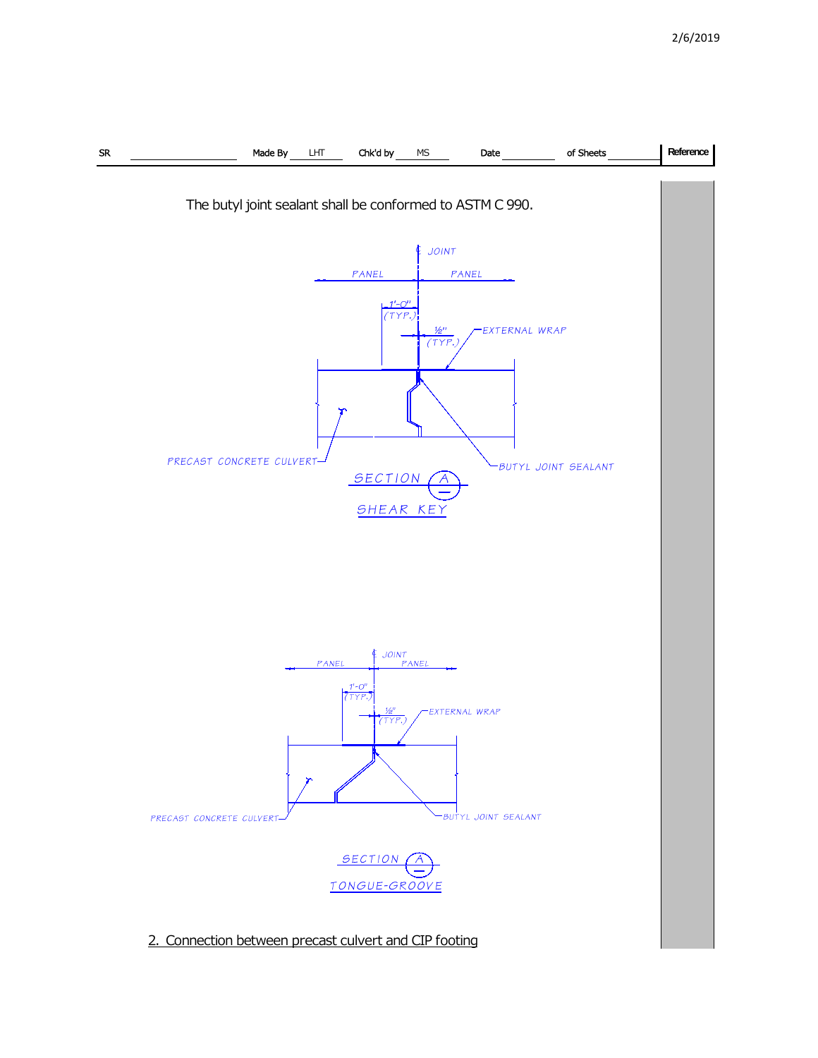The butyl joint sealant shall be conformed to ASTM C 990.

℄ JOINT

PANEL PANEL

1'-0" (TYP.)

½" (TYP.)

EXTERNAL WRAP

PRECAST CONCRETE CULVERT

BUTYL JOINT SEALANT

SECTION A

SHEAR KEY

℄ JOINT

PANEL PANEL

1'-0" (TYP.)

½" (TYP.)

EXTERNAL WRAP

PRECAST CONCRETE CULVERT

BUTYL JOINT SEALANT

SECTION A

TONGUE-GROOVE

2. Connection between precast culvert and CIP footing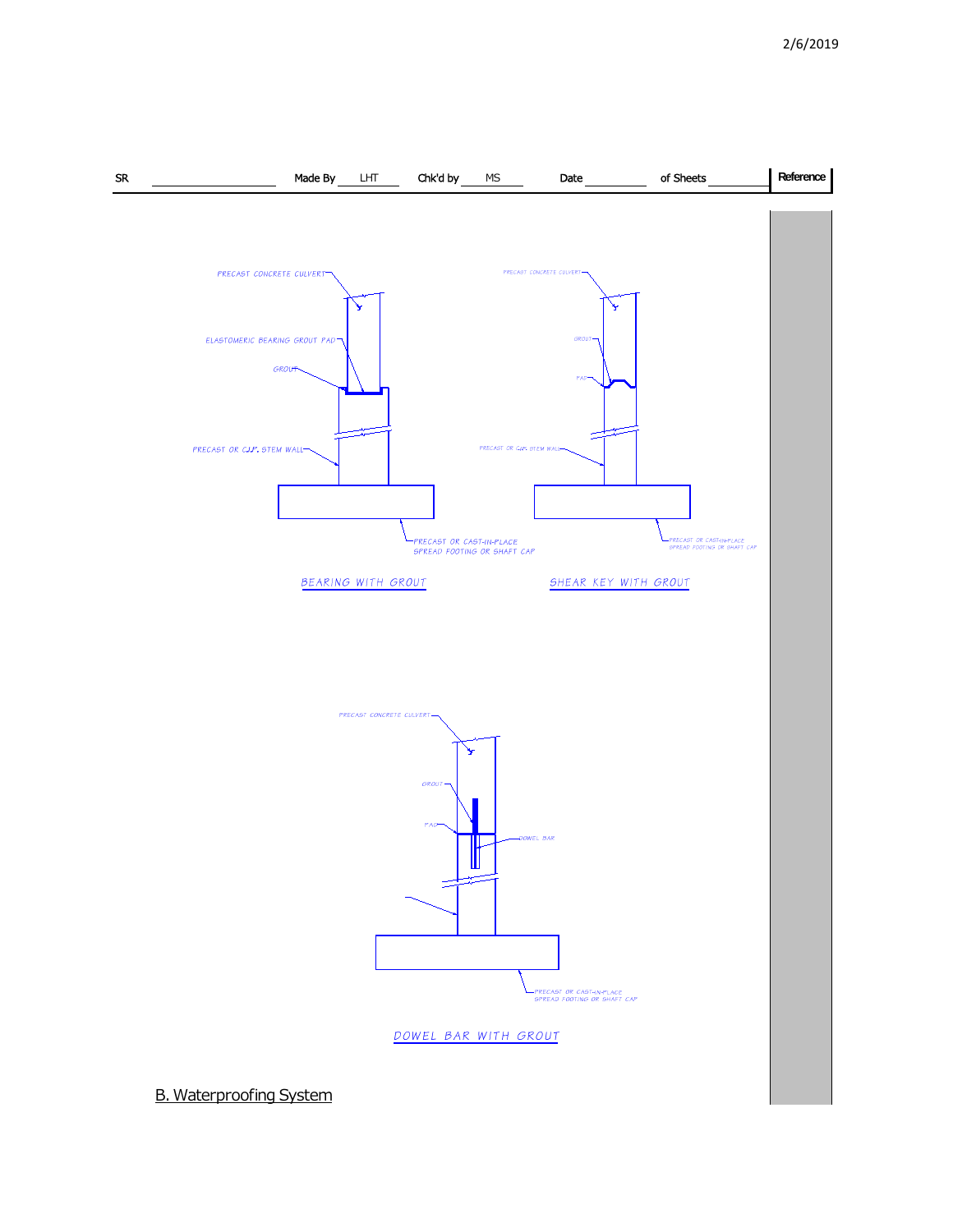| SR | Made By LHT | Chk'd by MS | Date | of Sheets | Reference |
| --- | --- | --- | --- | --- | --- |

PRECAST CONCRETE CULVERT

ELASTOMERIC BEARING GROUT PAD

GROUT

PRECAST OR C.I.P. STEM WALL

PRECAST OR CAST-IN-PLACE SPREAD FOOTING OR SHAFT CAP

BEARING WITH GROUT

PRECAST CONCRETE CULVERT

GROUT

PAD

PRECAST OR C.I.P. STEM WALL

PRECAST OR CAST-IN-PLACE SPREAD FOOTING OR SHAFT CAP

SHEAR KEY WITH GROUT

PRECAST CONCRETE CULVERT

GROUT

PAD

DOWEL BAR

PRECAST OR CAST-IN-PLACE SPREAD FOOTING OR SHAFT CAP

DOWEL BAR WITH GROUT

## B. Waterproofing System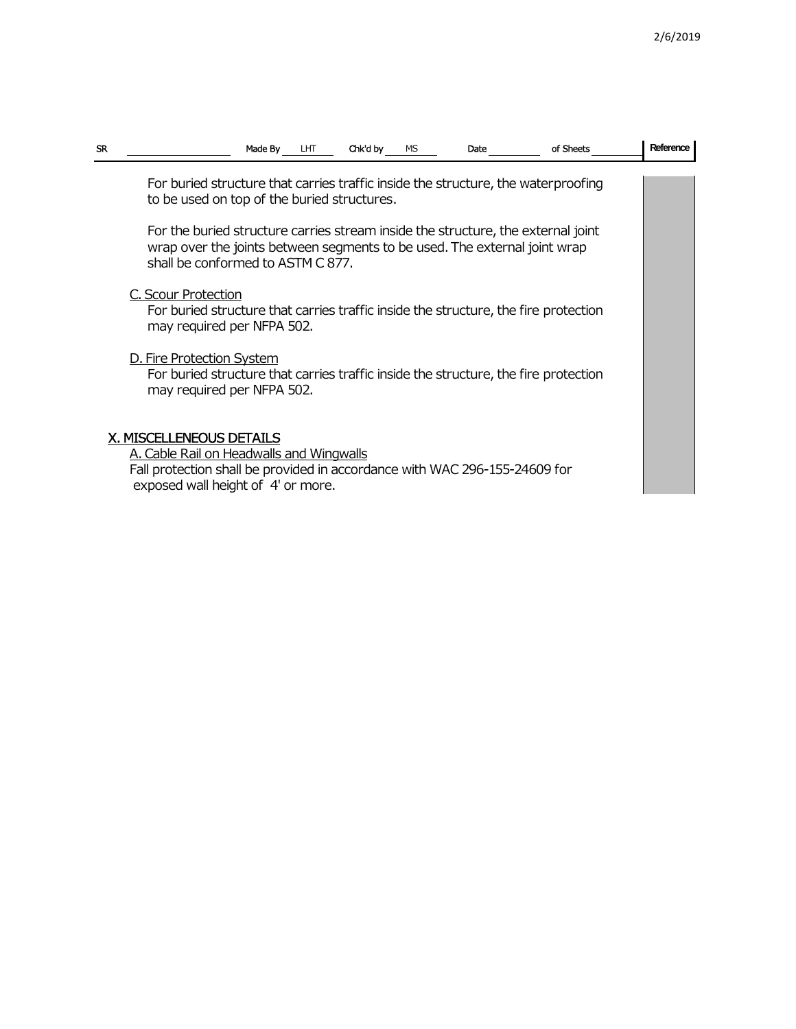For buried structure that carries traffic inside the structure, the waterproofing to be used on top of the buried structures.

For the buried structure carries stream inside the structure, the external joint wrap over the joints between segments to be used. The external joint wrap shall be conformed to ASTM C 877.

C. Scour Protection

For buried structure that carries traffic inside the structure, the fire protection may required per NFPA 502.

D. Fire Protection System

For buried structure that carries traffic inside the structure, the fire protection may required per NFPA 502.

## X. MISCELLENEOUS DETAILS

A. Cable Rail on Headwalls and Wingwalls

Fall protection shall be provided in accordance with WAC 296-155-24609 for exposed wall height of 4' or more.